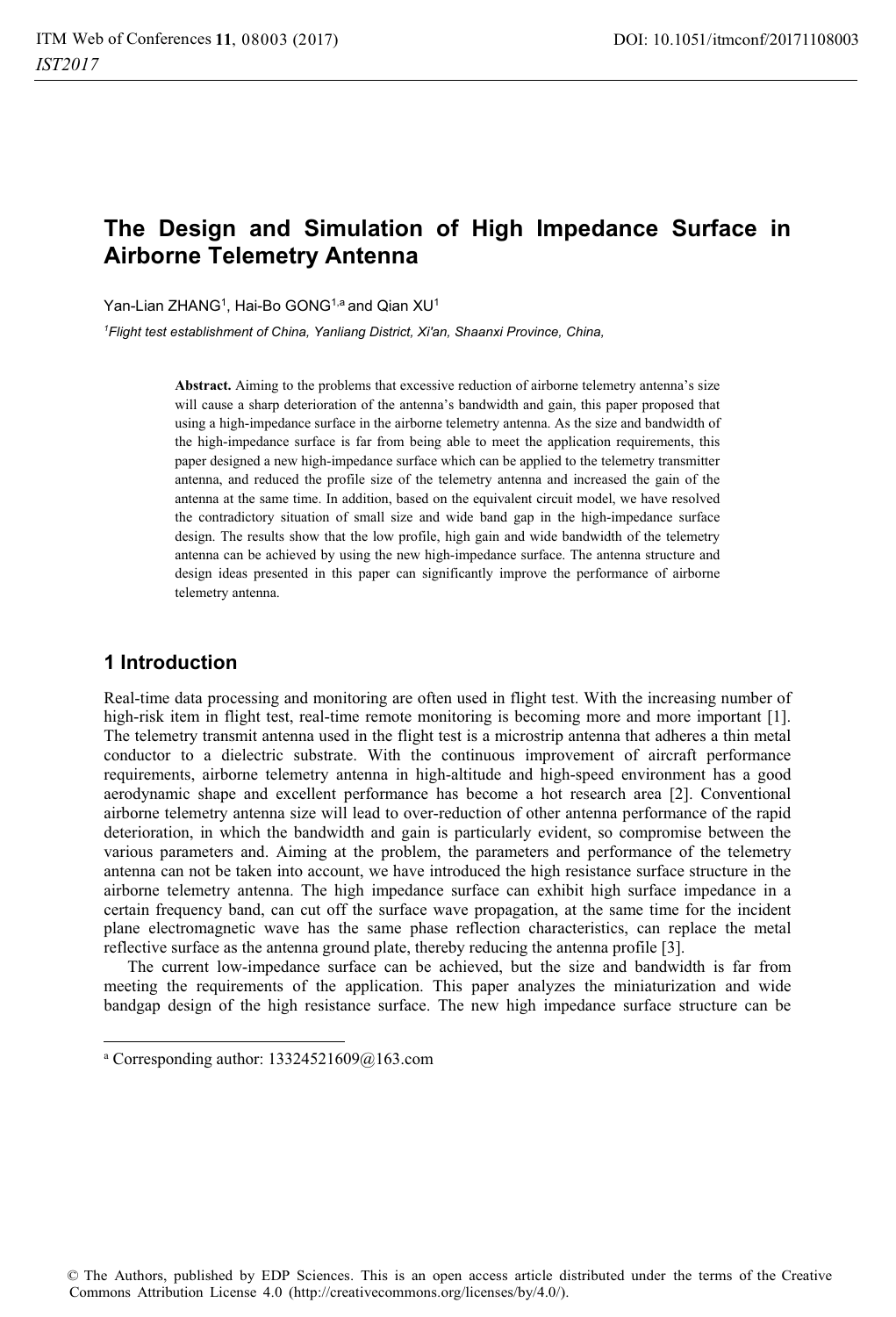# The Design and Simulation of High Impedance Surface in Airborne Telemetry Antenna

Yan-Lian ZHANG[1], Hai-Bo GONG[1,a] and Qian XU[1]

[1]*Flight test establishment of China, Yanliang District, Xi'an, Shaanxi Province, China,*

**Abstract.** Aiming to the problems that excessive reduction of airborne telemetry antenna's size will cause a sharp deterioration of the antenna's bandwidth and gain, this paper proposed that using a high-impedance surface in the airborne telemetry antenna. As the size and bandwidth of the high-impedance surface is far from being able to meet the application requirements, this paper designed a new high-impedance surface which can be applied to the telemetry transmitter antenna, and reduced the profile size of the telemetry antenna and increased the gain of the antenna at the same time. In addition, based on the equivalent circuit model, we have resolved the contradictory situation of small size and wide band gap in the high-impedance surface design. The results show that the low profile, high gain and wide bandwidth of the telemetry antenna can be achieved by using the new high-impedance surface. The antenna structure and design ideas presented in this paper can significantly improve the performance of airborne telemetry antenna.

## 1 Introduction

Real-time data processing and monitoring are often used in flight test. With the increasing number of high-risk item in flight test, real-time remote monitoring is becoming more and more important [1]. The telemetry transmit antenna used in the flight test is a microstrip antenna that adheres a thin metal conductor to a dielectric substrate. With the continuous improvement of aircraft performance requirements, airborne telemetry antenna in high-altitude and high-speed environment has a good aerodynamic shape and excellent performance has become a hot research area [2]. Conventional airborne telemetry antenna size will lead to over-reduction of other antenna performance of the rapid deterioration, in which the bandwidth and gain is particularly evident, so compromise between the various parameters and. Aiming at the problem, the parameters and performance of the telemetry antenna can not be taken into account, we have introduced the high resistance surface structure in the airborne telemetry antenna. The high impedance surface can exhibit high surface impedance in a certain frequency band, can cut off the surface wave propagation, at the same time for the incident plane electromagnetic wave has the same phase reflection characteristics, can replace the metal reflective surface as the antenna ground plate, thereby reducing the antenna profile [3].

The current low-impedance surface can be achieved, but the size and bandwidth is far from meeting the requirements of the application. This paper analyzes the miniaturization and wide bandgap design of the high resistance surface. The new high impedance surface structure can be

[a] Corresponding author: 13324521609@163.com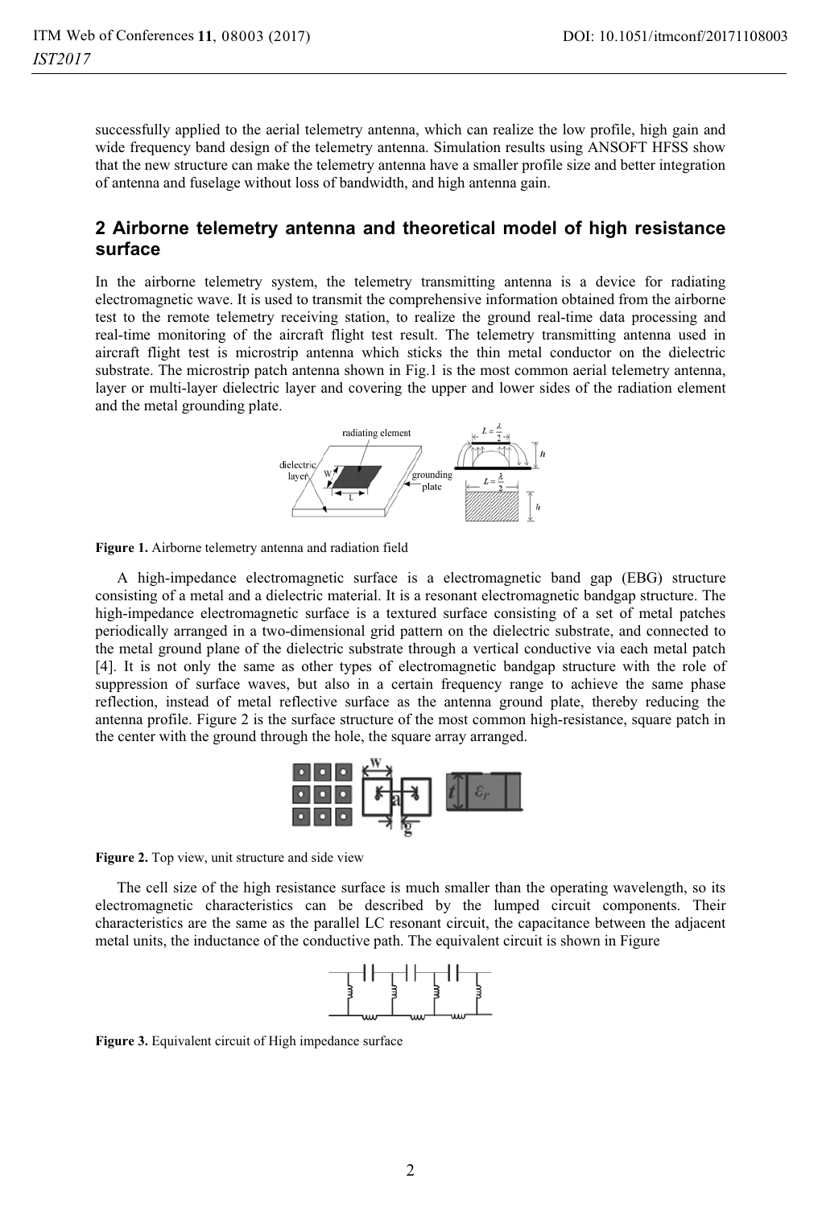successfully applied to the aerial telemetry antenna, which can realize the low profile, high gain and wide frequency band design of the telemetry antenna. Simulation results using ANSOFT HFSS show that the new structure can make the telemetry antenna have a smaller profile size and better integration of antenna and fuselage without loss of bandwidth, and high antenna gain.

## 2 Airborne telemetry antenna and theoretical model of high resistance surface

In the airborne telemetry system, the telemetry transmitting antenna is a device for radiating electromagnetic wave. It is used to transmit the comprehensive information obtained from the airborne test to the remote telemetry receiving station, to realize the ground real-time data processing and real-time monitoring of the aircraft flight test result. The telemetry transmitting antenna used in aircraft flight test is microstrip antenna which sticks the thin metal conductor on the dielectric substrate. The microstrip patch antenna shown in Fig.1 is the most common aerial telemetry antenna, layer or multi-layer dielectric layer and covering the upper and lower sides of the radiation element and the metal grounding plate.

**Figure 1.** Airborne telemetry antenna and radiation field

A high-impedance electromagnetic surface is a electromagnetic band gap (EBG) structure consisting of a metal and a dielectric material. It is a resonant electromagnetic bandgap structure. The high-impedance electromagnetic surface is a textured surface consisting of a set of metal patches periodically arranged in a two-dimensional grid pattern on the dielectric substrate, and connected to the metal ground plane of the dielectric substrate through a vertical conductive via each metal patch [4]. It is not only the same as other types of electromagnetic bandgap structure with the role of suppression of surface waves, but also in a certain frequency range to achieve the same phase reflection, instead of metal reflective surface as the antenna ground plate, thereby reducing the antenna profile. Figure 2 is the surface structure of the most common high-resistance, square patch in the center with the ground through the hole, the square array arranged.

**Figure 2.** Top view, unit structure and side view

The cell size of the high resistance surface is much smaller than the operating wavelength, so its electromagnetic characteristics can be described by the lumped circuit components. Their characteristics are the same as the parallel LC resonant circuit, the capacitance between the adjacent metal units, the inductance of the conductive path. The equivalent circuit is shown in Figure

**Figure 3.** Equivalent circuit of High impedance surface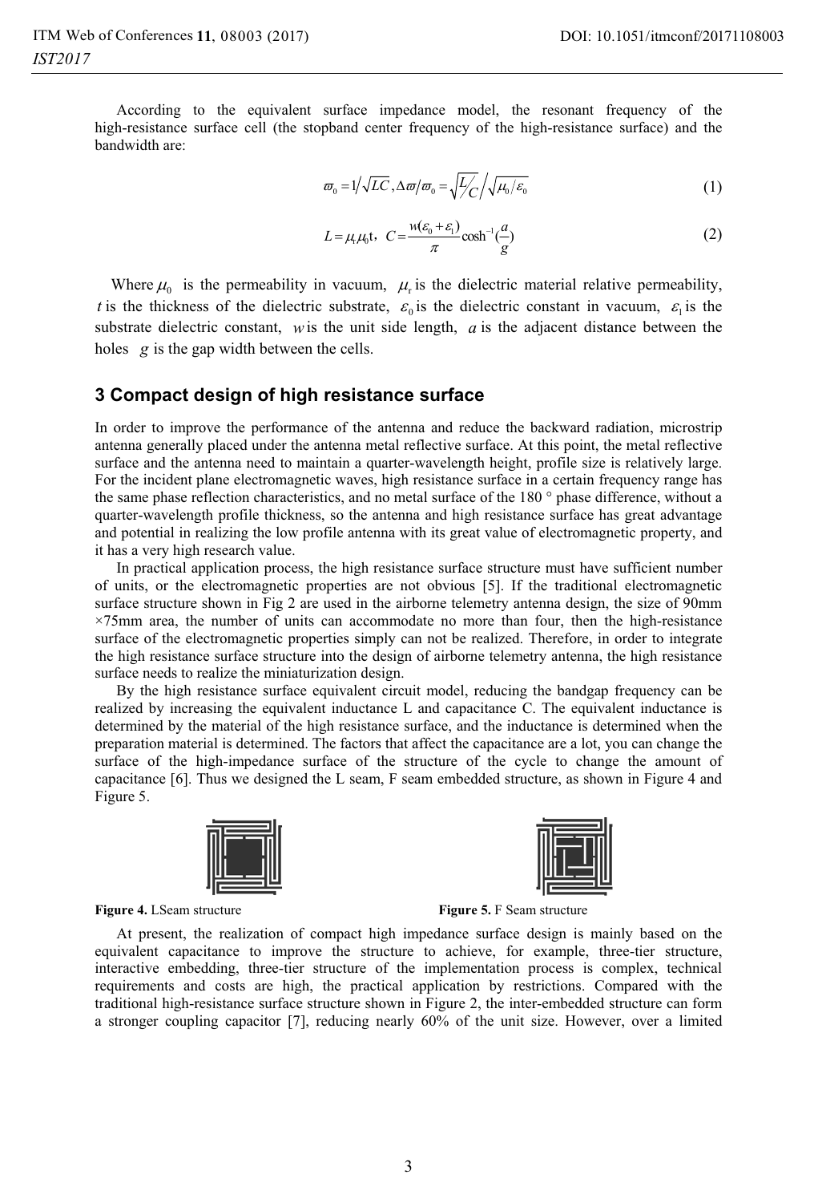According to the equivalent surface impedance model, the resonant frequency of the high-resistance surface cell (the stopband center frequency of the high-resistance surface) and the bandwidth are:

$$\varpi_0 = 1\big/\sqrt{LC}\,, \Delta\varpi\big/\varpi_0 = \sqrt{L\big/C}\Big/\sqrt{\mu_0/\varepsilon_0} \tag{1}$$

$$L = \mu_r\mu_0 t,\; C = \frac{w(\varepsilon_0+\varepsilon_1)}{\pi}\cosh^{-1}\left(\frac{a}{g}\right) \tag{2}$$

Where $\mu_0$ is the permeability in vacuum, $\mu_r$ is the dielectric material relative permeability, $t$ is the thickness of the dielectric substrate, $\varepsilon_0$ is the dielectric constant in vacuum, $\varepsilon_1$ is the substrate dielectric constant, $w$ is the unit side length, $a$ is the adjacent distance between the holes $g$ is the gap width between the cells.

## 3 Compact design of high resistance surface

In order to improve the performance of the antenna and reduce the backward radiation, microstrip antenna generally placed under the antenna metal reflective surface. At this point, the metal reflective surface and the antenna need to maintain a quarter-wavelength height, profile size is relatively large. For the incident plane electromagnetic waves, high resistance surface in a certain frequency range has the same phase reflection characteristics, and no metal surface of the 180 ° phase difference, without a quarter-wavelength profile thickness, so the antenna and high resistance surface has great advantage and potential in realizing the low profile antenna with its great value of electromagnetic property, and it has a very high research value.

In practical application process, the high resistance surface structure must have sufficient number of units, or the electromagnetic properties are not obvious [5]. If the traditional electromagnetic surface structure shown in Fig 2 are used in the airborne telemetry antenna design, the size of 90mm ×75mm area, the number of units can accommodate no more than four, then the high-resistance surface of the electromagnetic properties simply can not be realized. Therefore, in order to integrate the high resistance surface structure into the design of airborne telemetry antenna, the high resistance surface needs to realize the miniaturization design.

By the high resistance surface equivalent circuit model, reducing the bandgap frequency can be realized by increasing the equivalent inductance L and capacitance C. The equivalent inductance is determined by the material of the high resistance surface, and the inductance is determined when the preparation material is determined. The factors that affect the capacitance are a lot, you can change the surface of the high-impedance surface of the structure of the cycle to change the amount of capacitance [6]. Thus we designed the L seam, F seam embedded structure, as shown in Figure 4 and Figure 5.

**Figure 4.** LSeam structure

**Figure 5.** F Seam structure

At present, the realization of compact high impedance surface design is mainly based on the equivalent capacitance to improve the structure to achieve, for example, three-tier structure, interactive embedding, three-tier structure of the implementation process is complex, technical requirements and costs are high, the practical application by restrictions. Compared with the traditional high-resistance surface structure shown in Figure 2, the inter-embedded structure can form a stronger coupling capacitor [7], reducing nearly 60% of the unit size. However, over a limited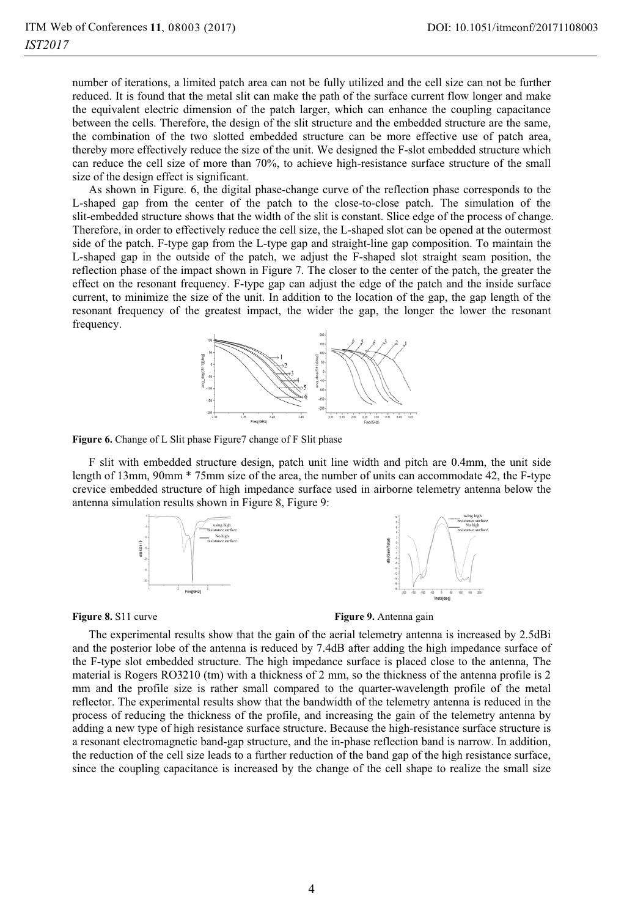number of iterations, a limited patch area can not be fully utilized and the cell size can not be further reduced. It is found that the metal slit can make the path of the surface current flow longer and make the equivalent electric dimension of the patch larger, which can enhance the coupling capacitance between the cells. Therefore, the design of the slit structure and the embedded structure are the same, the combination of the two slotted embedded structure can be more effective use of patch area, thereby more effectively reduce the size of the unit. We designed the F-slot embedded structure which can reduce the cell size of more than 70%, to achieve high-resistance surface structure of the small size of the design effect is significant.

As shown in Figure. 6, the digital phase-change curve of the reflection phase corresponds to the L-shaped gap from the center of the patch to the close-to-close patch. The simulation of the slit-embedded structure shows that the width of the slit is constant. Slice edge of the process of change. Therefore, in order to effectively reduce the cell size, the L-shaped slot can be opened at the outermost side of the patch. F-type gap from the L-type gap and straight-line gap composition. To maintain the L-shaped gap in the outside of the patch, we adjust the F-shaped slot straight seam position, the reflection phase of the impact shown in Figure 7. The closer to the center of the patch, the greater the effect on the resonant frequency. F-type gap can adjust the edge of the patch and the inside surface current, to minimize the size of the unit. In addition to the location of the gap, the gap length of the resonant frequency of the greatest impact, the wider the gap, the longer the lower the resonant frequency.

**Figure 6.** Change of L Slit phase Figure7 change of F Slit phase

F slit with embedded structure design, patch unit line width and pitch are 0.4mm, the unit side length of 13mm, 90mm * 75mm size of the area, the number of units can accommodate 42, the F-type crevice embedded structure of high impedance surface used in airborne telemetry antenna below the antenna simulation results shown in Figure 8, Figure 9:

**Figure 8.** S11 curve

**Figure 9.** Antenna gain

The experimental results show that the gain of the aerial telemetry antenna is increased by 2.5dBi and the posterior lobe of the antenna is reduced by 7.4dB after adding the high impedance surface of the F-type slot embedded structure. The high impedance surface is placed close to the antenna, The material is Rogers RO3210 (tm) with a thickness of 2 mm, so the thickness of the antenna profile is 2 mm and the profile size is rather small compared to the quarter-wavelength profile of the metal reflector. The experimental results show that the bandwidth of the telemetry antenna is reduced in the process of reducing the thickness of the profile, and increasing the gain of the telemetry antenna by adding a new type of high resistance surface structure. Because the high-resistance surface structure is a resonant electromagnetic band-gap structure, and the in-phase reflection band is narrow. In addition, the reduction of the cell size leads to a further reduction of the band gap of the high resistance surface, since the coupling capacitance is increased by the change of the cell shape to realize the small size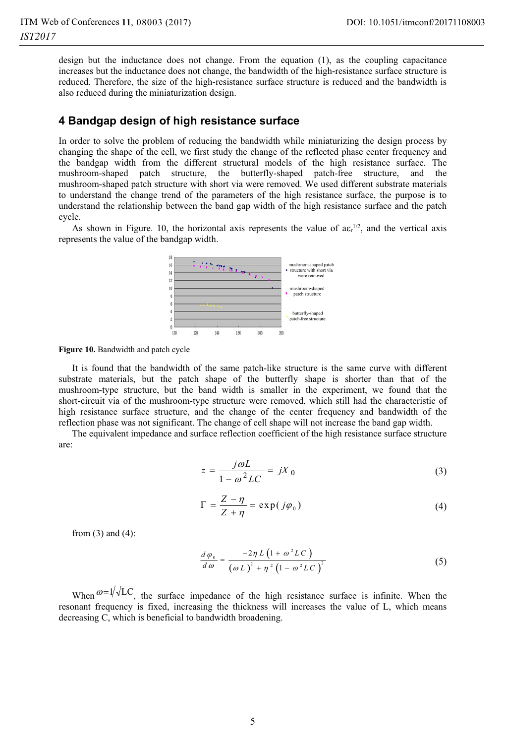design but the inductance does not change. From the equation (1), as the coupling capacitance increases but the inductance does not change, the bandwidth of the high-resistance surface structure is reduced. Therefore, the size of the high-resistance surface structure is reduced and the bandwidth is also reduced during the miniaturization design.

## 4 Bandgap design of high resistance surface

In order to solve the problem of reducing the bandwidth while miniaturizing the design process by changing the shape of the cell, we first study the change of the reflected phase center frequency and the bandgap width from the different structural models of the high resistance surface. The mushroom-shaped patch structure, the butterfly-shaped patch-free structure, and the mushroom-shaped patch structure with short via were removed. We used different substrate materials to understand the change trend of the parameters of the high resistance surface, the purpose is to understand the relationship between the band gap width of the high resistance surface and the patch cycle.

As shown in Figure. 10, the horizontal axis represents the value of $a\varepsilon_r^{1/2}$, and the vertical axis represents the value of the bandgap width.

**Figure 10.** Bandwidth and patch cycle

It is found that the bandwidth of the same patch-like structure is the same curve with different substrate materials, but the patch shape of the butterfly shape is shorter than that of the mushroom-type structure, but the band width is smaller in the experiment, we found that the short-circuit via of the mushroom-type structure were removed, which still had the characteristic of high resistance surface structure, and the change of the center frequency and bandwidth of the reflection phase was not significant. The change of cell shape will not increase the band gap width.

The equivalent impedance and surface reflection coefficient of the high resistance surface structure are:

$$z = \frac{j\omega L}{1 - \omega^2 LC} = jX_0 \tag{3}$$

$$\Gamma = \frac{Z - \eta}{Z + \eta} = \exp(j\varphi_0) \tag{4}$$

from (3) and (4):

$$\frac{d\varphi_0}{d\omega} = \frac{-2\eta L\left(1 + \omega^2 LC\right)}{\left(\omega L\right)^2 + \eta^2\left(1 - \omega^2 LC\right)^2} \tag{5}$$

When $\omega = 1/\sqrt{LC}$, the surface impedance of the high resistance surface is infinite. When the resonant frequency is fixed, increasing the thickness will increases the value of L, which means decreasing C, which is beneficial to bandwidth broadening.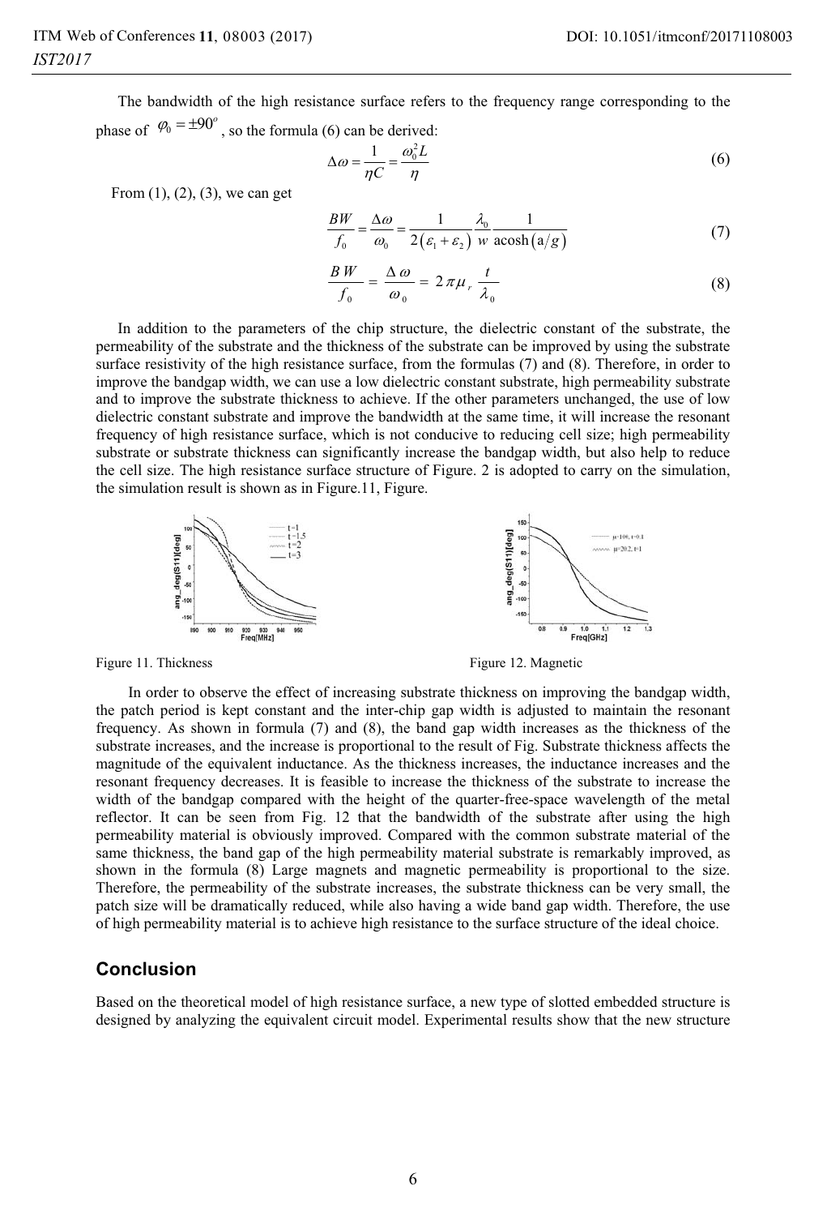The bandwidth of the high resistance surface refers to the frequency range corresponding to the phase of $\varphi_0 = \pm 90^o$, so the formula (6) can be derived:

$$\Delta\omega = \frac{1}{\eta C} = \frac{\omega_0^2 L}{\eta} \tag{6}$$

From (1), (2), (3), we can get

$$\frac{BW}{f_0} = \frac{\Delta\omega}{\omega_0} = \frac{1}{2(\varepsilon_1 + \varepsilon_2)} \frac{\lambda_0}{w} \frac{1}{\operatorname{acosh}(a/g)} \tag{7}$$

$$\frac{BW}{f_0} = \frac{\Delta\omega}{\omega_0} = 2\pi\mu_r \frac{t}{\lambda_0} \tag{8}$$

In addition to the parameters of the chip structure, the dielectric constant of the substrate, the permeability of the substrate and the thickness of the substrate can be improved by using the substrate surface resistivity of the high resistance surface, from the formulas (7) and (8). Therefore, in order to improve the bandgap width, we can use a low dielectric constant substrate, high permeability substrate and to improve the substrate thickness to achieve. If the other parameters unchanged, the use of low dielectric constant substrate and improve the bandwidth at the same time, it will increase the resonant frequency of high resistance surface, which is not conducive to reducing cell size; high permeability substrate or substrate thickness can significantly increase the bandgap width, but also help to reduce the cell size. The high resistance surface structure of Figure. 2 is adopted to carry on the simulation, the simulation result is shown as in Figure.11, Figure.

Figure 11. Thickness

Figure 12. Magnetic

In order to observe the effect of increasing substrate thickness on improving the bandgap width, the patch period is kept constant and the inter-chip gap width is adjusted to maintain the resonant frequency. As shown in formula (7) and (8), the band gap width increases as the thickness of the substrate increases, and the increase is proportional to the result of Fig. Substrate thickness affects the magnitude of the equivalent inductance. As the thickness increases, the inductance increases and the resonant frequency decreases. It is feasible to increase the thickness of the substrate to increase the width of the bandgap compared with the height of the quarter-free-space wavelength of the metal reflector. It can be seen from Fig. 12 that the bandwidth of the substrate after using the high permeability material is obviously improved. Compared with the common substrate material of the same thickness, the band gap of the high permeability material substrate is remarkably improved, as shown in the formula (8) Large magnets and magnetic permeability is proportional to the size. Therefore, the permeability of the substrate increases, the substrate thickness can be very small, the patch size will be dramatically reduced, while also having a wide band gap width. Therefore, the use of high permeability material is to achieve high resistance to the surface structure of the ideal choice.

## Conclusion

Based on the theoretical model of high resistance surface, a new type of slotted embedded structure is designed by analyzing the equivalent circuit model. Experimental results show that the new structure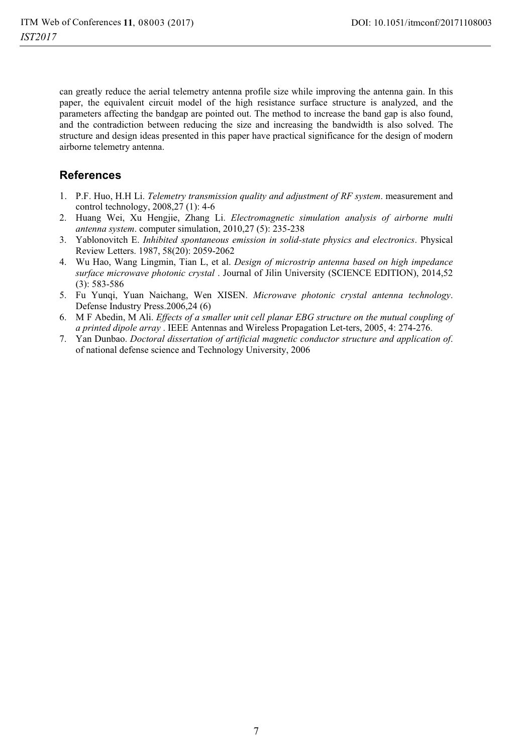can greatly reduce the aerial telemetry antenna profile size while improving the antenna gain. In this paper, the equivalent circuit model of the high resistance surface structure is analyzed, and the parameters affecting the bandgap are pointed out. The method to increase the band gap is also found, and the contradiction between reducing the size and increasing the bandwidth is also solved. The structure and design ideas presented in this paper have practical significance for the design of modern airborne telemetry antenna.

## References

1. P.F. Huo, H.H Li. *Telemetry transmission quality and adjustment of RF system*. measurement and control technology, 2008,27 (1): 4-6
2. Huang Wei, Xu Hengjie, Zhang Li. *Electromagnetic simulation analysis of airborne multi antenna system*. computer simulation, 2010,27 (5): 235-238
3. Yablonovitch E. *Inhibited spontaneous emission in solid-state physics and electronics*. Physical Review Letters. 1987, 58(20): 2059-2062
4. Wu Hao, Wang Lingmin, Tian L, et al. *Design of microstrip antenna based on high impedance surface microwave photonic crystal* . Journal of Jilin University (SCIENCE EDITION), 2014,52 (3): 583-586
5. Fu Yunqi, Yuan Naichang, Wen XISEN. *Microwave photonic crystal antenna technology*. Defense Industry Press.2006,24 (6)
6. M F Abedin, M Ali. *Effects of a smaller unit cell planar EBG structure on the mutual coupling of a printed dipole array* . IEEE Antennas and Wireless Propagation Let-ters, 2005, 4: 274-276.
7. Yan Dunbao. *Doctoral dissertation of artificial magnetic conductor structure and application of*. of national defense science and Technology University, 2006